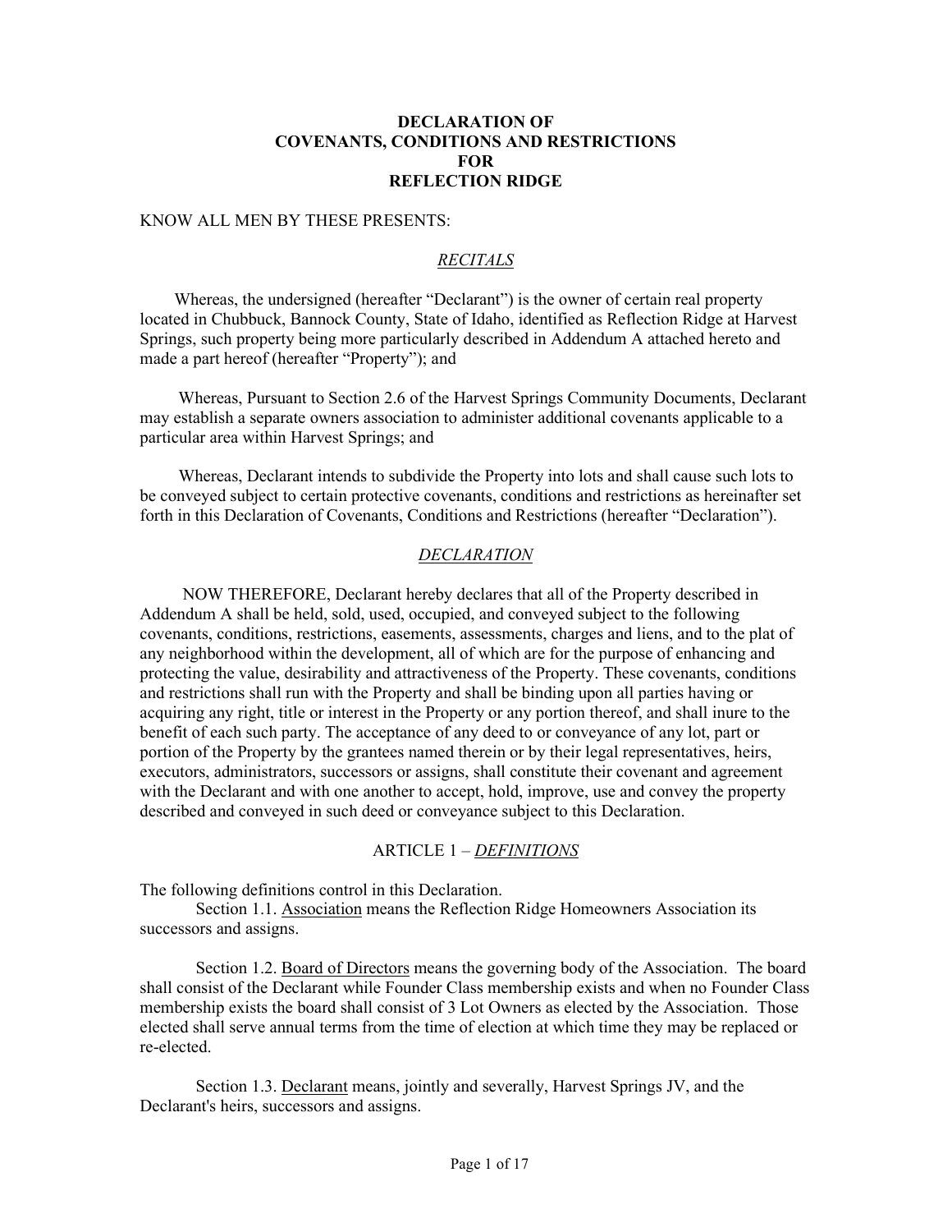# DECLARATION OF COVENANTS, CONDITIONS AND RESTRICTIONS FOR REFLECTION RIDGE

KNOW ALL MEN BY THESE PRESENTS:

## *RECITALS*

Whereas, the undersigned (hereafter "Declarant") is the owner of certain real property located in Chubbuck, Bannock County, State of Idaho, identified as Reflection Ridge at Harvest Springs, such property being more particularly described in Addendum A attached hereto and made a part hereof (hereafter "Property"); and

Whereas, Pursuant to Section 2.6 of the Harvest Springs Community Documents, Declarant may establish a separate owners association to administer additional covenants applicable to a particular area within Harvest Springs; and

Whereas, Declarant intends to subdivide the Property into lots and shall cause such lots to be conveyed subject to certain protective covenants, conditions and restrictions as hereinafter set forth in this Declaration of Covenants, Conditions and Restrictions (hereafter "Declaration").

## *DECLARATION*

NOW THEREFORE, Declarant hereby declares that all of the Property described in Addendum A shall be held, sold, used, occupied, and conveyed subject to the following covenants, conditions, restrictions, easements, assessments, charges and liens, and to the plat of any neighborhood within the development, all of which are for the purpose of enhancing and protecting the value, desirability and attractiveness of the Property. These covenants, conditions and restrictions shall run with the Property and shall be binding upon all parties having or acquiring any right, title or interest in the Property or any portion thereof, and shall inure to the benefit of each such party. The acceptance of any deed to or conveyance of any lot, part or portion of the Property by the grantees named therein or by their legal representatives, heirs, executors, administrators, successors or assigns, shall constitute their covenant and agreement with the Declarant and with one another to accept, hold, improve, use and convey the property described and conveyed in such deed or conveyance subject to this Declaration.

## ARTICLE 1 – *DEFINITIONS*

The following definitions control in this Declaration.

Section 1.1. Association means the Reflection Ridge Homeowners Association its successors and assigns.

Section 1.2. Board of Directors means the governing body of the Association. The board shall consist of the Declarant while Founder Class membership exists and when no Founder Class membership exists the board shall consist of 3 Lot Owners as elected by the Association. Those elected shall serve annual terms from the time of election at which time they may be replaced or re-elected.

Section 1.3. Declarant means, jointly and severally, Harvest Springs JV, and the Declarant's heirs, successors and assigns.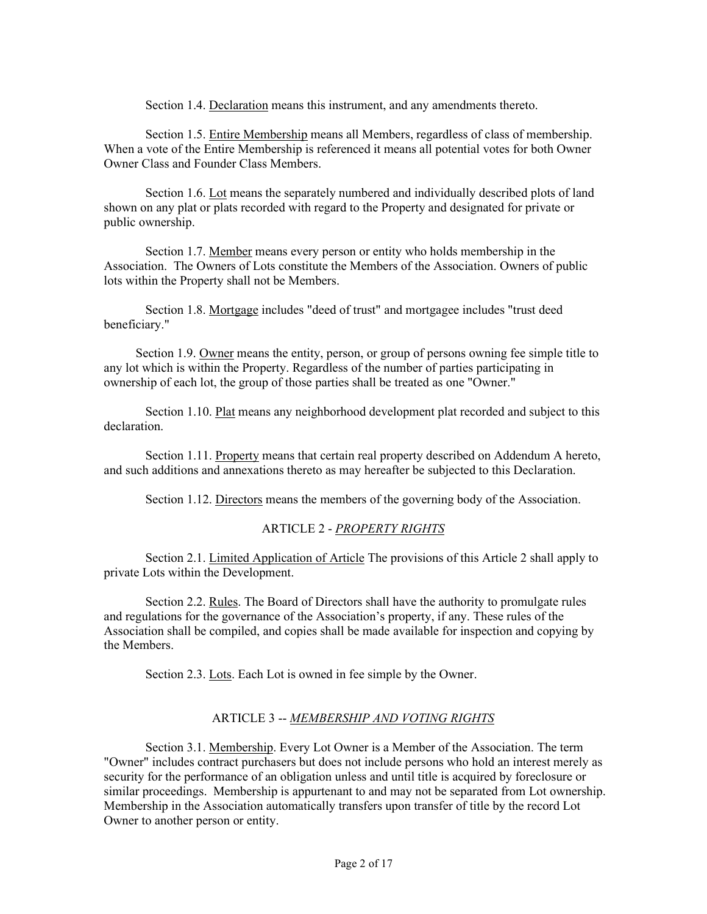Section 1.4. Declaration means this instrument, and any amendments thereto.

Section 1.5. Entire Membership means all Members, regardless of class of membership. When a vote of the Entire Membership is referenced it means all potential votes for both Owner Owner Class and Founder Class Members.

Section 1.6. Lot means the separately numbered and individually described plots of land shown on any plat or plats recorded with regard to the Property and designated for private or public ownership.

Section 1.7. Member means every person or entity who holds membership in the Association. The Owners of Lots constitute the Members of the Association. Owners of public lots within the Property shall not be Members.

Section 1.8. Mortgage includes "deed of trust" and mortgagee includes "trust deed beneficiary."

Section 1.9. Owner means the entity, person, or group of persons owning fee simple title to any lot which is within the Property. Regardless of the number of parties participating in ownership of each lot, the group of those parties shall be treated as one "Owner."

Section 1.10. Plat means any neighborhood development plat recorded and subject to this declaration.

Section 1.11. Property means that certain real property described on Addendum A hereto, and such additions and annexations thereto as may hereafter be subjected to this Declaration.

Section 1.12. Directors means the members of the governing body of the Association.

## ARTICLE 2 - *PROPERTY RIGHTS*

Section 2.1. Limited Application of Article The provisions of this Article 2 shall apply to private Lots within the Development.

Section 2.2. Rules. The Board of Directors shall have the authority to promulgate rules and regulations for the governance of the Association's property, if any. These rules of the Association shall be compiled, and copies shall be made available for inspection and copying by the Members.

Section 2.3. Lots. Each Lot is owned in fee simple by the Owner.

## ARTICLE 3 -- *MEMBERSHIP AND VOTING RIGHTS*

Section 3.1. Membership. Every Lot Owner is a Member of the Association. The term "Owner" includes contract purchasers but does not include persons who hold an interest merely as security for the performance of an obligation unless and until title is acquired by foreclosure or similar proceedings. Membership is appurtenant to and may not be separated from Lot ownership. Membership in the Association automatically transfers upon transfer of title by the record Lot Owner to another person or entity.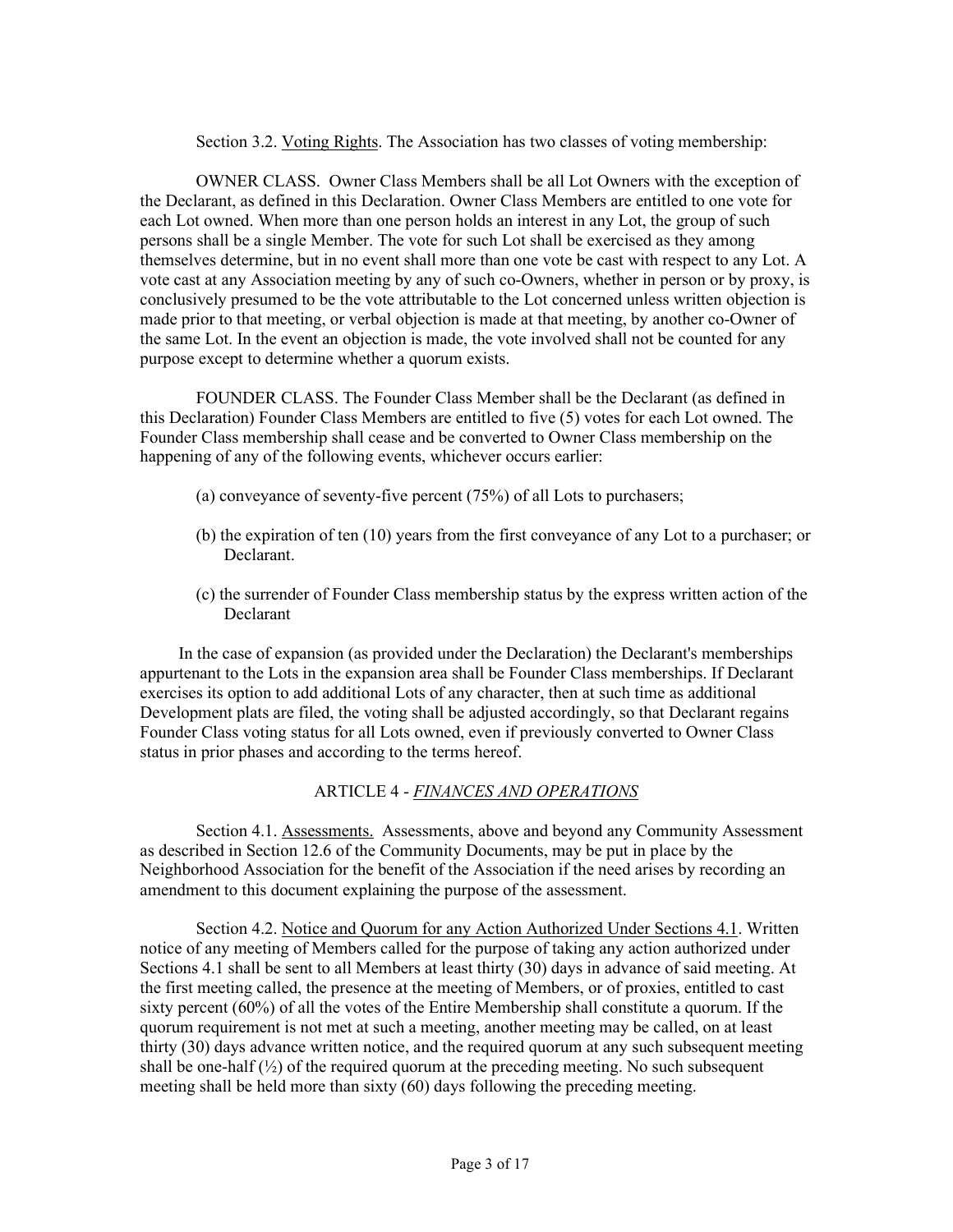Section 3.2. <u>Voting Rights</u>. The Association has two classes of voting membership:

OWNER CLASS. Owner Class Members shall be all Lot Owners with the exception of the Declarant, as defined in this Declaration. Owner Class Members are entitled to one vote for each Lot owned. When more than one person holds an interest in any Lot, the group of such persons shall be a single Member. The vote for such Lot shall be exercised as they among themselves determine, but in no event shall more than one vote be cast with respect to any Lot. A vote cast at any Association meeting by any of such co-Owners, whether in person or by proxy, is conclusively presumed to be the vote attributable to the Lot concerned unless written objection is made prior to that meeting, or verbal objection is made at that meeting, by another co-Owner of the same Lot. In the event an objection is made, the vote involved shall not be counted for any purpose except to determine whether a quorum exists.

FOUNDER CLASS. The Founder Class Member shall be the Declarant (as defined in this Declaration) Founder Class Members are entitled to five (5) votes for each Lot owned. The Founder Class membership shall cease and be converted to Owner Class membership on the happening of any of the following events, whichever occurs earlier:

(a) conveyance of seventy-five percent (75%) of all Lots to purchasers;

(b) the expiration of ten (10) years from the first conveyance of any Lot to a purchaser; or Declarant.

(c) the surrender of Founder Class membership status by the express written action of the Declarant

In the case of expansion (as provided under the Declaration) the Declarant's memberships appurtenant to the Lots in the expansion area shall be Founder Class memberships. If Declarant exercises its option to add additional Lots of any character, then at such time as additional Development plats are filed, the voting shall be adjusted accordingly, so that Declarant regains Founder Class voting status for all Lots owned, even if previously converted to Owner Class status in prior phases and according to the terms hereof.

## ARTICLE 4 - *FINANCES AND OPERATIONS*

Section 4.1. <u>Assessments.</u> Assessments, above and beyond any Community Assessment as described in Section 12.6 of the Community Documents, may be put in place by the Neighborhood Association for the benefit of the Association if the need arises by recording an amendment to this document explaining the purpose of the assessment.

Section 4.2. <u>Notice and Quorum for any Action Authorized Under Sections 4.1</u>. Written notice of any meeting of Members called for the purpose of taking any action authorized under Sections 4.1 shall be sent to all Members at least thirty (30) days in advance of said meeting. At the first meeting called, the presence at the meeting of Members, or of proxies, entitled to cast sixty percent (60%) of all the votes of the Entire Membership shall constitute a quorum. If the quorum requirement is not met at such a meeting, another meeting may be called, on at least thirty (30) days advance written notice, and the required quorum at any such subsequent meeting shall be one-half (½) of the required quorum at the preceding meeting. No such subsequent meeting shall be held more than sixty (60) days following the preceding meeting.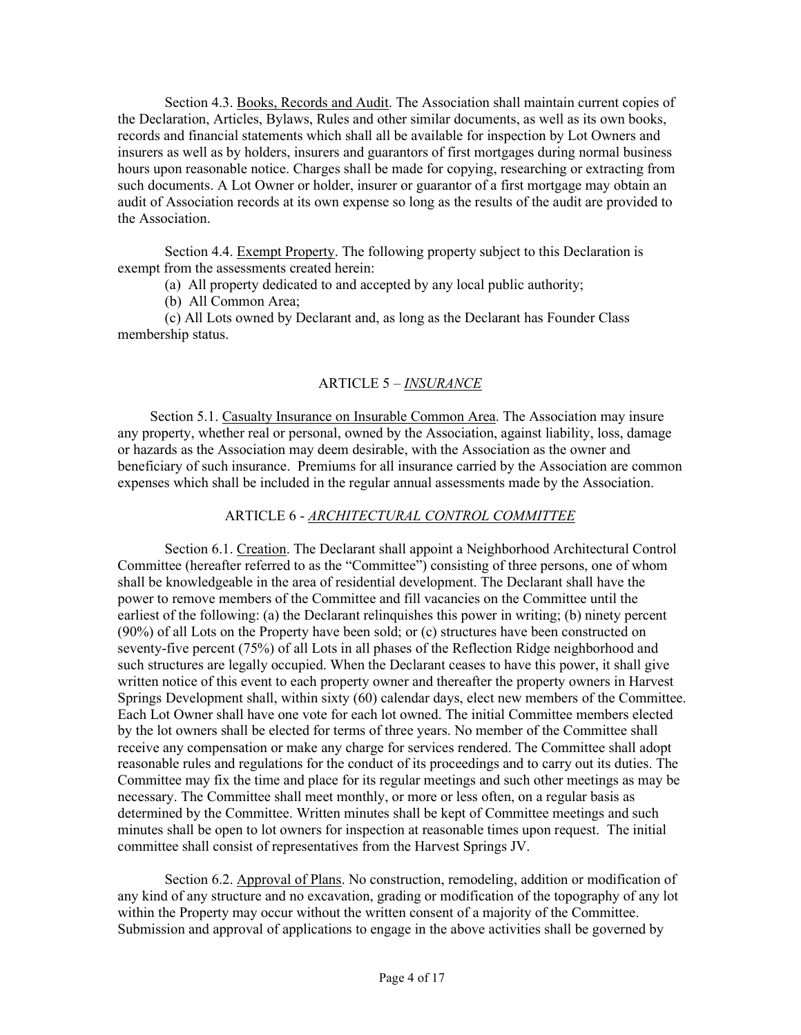Section 4.3. <u>Books, Records and Audit</u>. The Association shall maintain current copies of the Declaration, Articles, Bylaws, Rules and other similar documents, as well as its own books, records and financial statements which shall all be available for inspection by Lot Owners and insurers as well as by holders, insurers and guarantors of first mortgages during normal business hours upon reasonable notice. Charges shall be made for copying, researching or extracting from such documents. A Lot Owner or holder, insurer or guarantor of a first mortgage may obtain an audit of Association records at its own expense so long as the results of the audit are provided to the Association.

Section 4.4. <u>Exempt Property</u>. The following property subject to this Declaration is exempt from the assessments created herein:

(a) All property dedicated to and accepted by any local public authority;

(b) All Common Area;

(c) All Lots owned by Declarant and, as long as the Declarant has Founder Class membership status.

## ARTICLE 5 – *INSURANCE*

Section 5.1. <u>Casualty Insurance on Insurable Common Area</u>. The Association may insure any property, whether real or personal, owned by the Association, against liability, loss, damage or hazards as the Association may deem desirable, with the Association as the owner and beneficiary of such insurance. Premiums for all insurance carried by the Association are common expenses which shall be included in the regular annual assessments made by the Association.

## ARTICLE 6 - *ARCHITECTURAL CONTROL COMMITTEE*

Section 6.1. <u>Creation</u>. The Declarant shall appoint a Neighborhood Architectural Control Committee (hereafter referred to as the "Committee") consisting of three persons, one of whom shall be knowledgeable in the area of residential development. The Declarant shall have the power to remove members of the Committee and fill vacancies on the Committee until the earliest of the following: (a) the Declarant relinquishes this power in writing; (b) ninety percent (90%) of all Lots on the Property have been sold; or (c) structures have been constructed on seventy-five percent (75%) of all Lots in all phases of the Reflection Ridge neighborhood and such structures are legally occupied. When the Declarant ceases to have this power, it shall give written notice of this event to each property owner and thereafter the property owners in Harvest Springs Development shall, within sixty (60) calendar days, elect new members of the Committee. Each Lot Owner shall have one vote for each lot owned. The initial Committee members elected by the lot owners shall be elected for terms of three years. No member of the Committee shall receive any compensation or make any charge for services rendered. The Committee shall adopt reasonable rules and regulations for the conduct of its proceedings and to carry out its duties. The Committee may fix the time and place for its regular meetings and such other meetings as may be necessary. The Committee shall meet monthly, or more or less often, on a regular basis as determined by the Committee. Written minutes shall be kept of Committee meetings and such minutes shall be open to lot owners for inspection at reasonable times upon request. The initial committee shall consist of representatives from the Harvest Springs JV.

Section 6.2. <u>Approval of Plans</u>. No construction, remodeling, addition or modification of any kind of any structure and no excavation, grading or modification of the topography of any lot within the Property may occur without the written consent of a majority of the Committee. Submission and approval of applications to engage in the above activities shall be governed by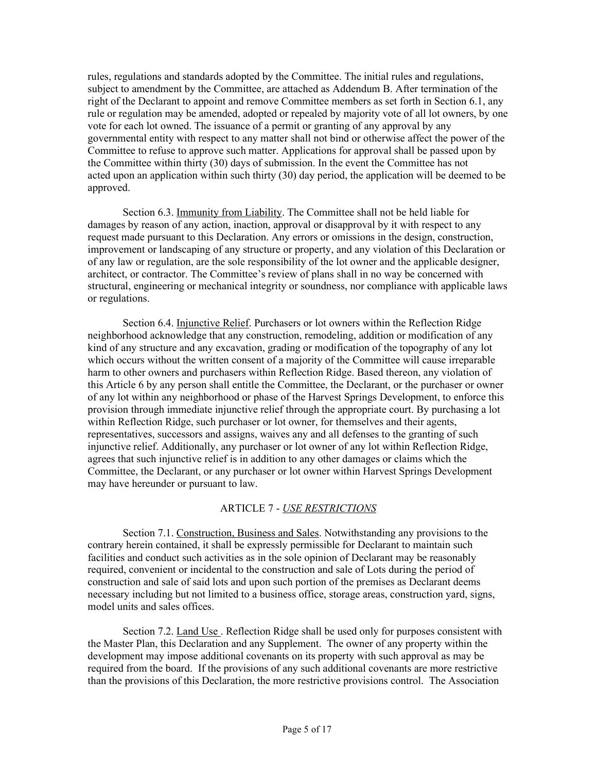rules, regulations and standards adopted by the Committee. The initial rules and regulations, subject to amendment by the Committee, are attached as Addendum B. After termination of the right of the Declarant to appoint and remove Committee members as set forth in Section 6.1, any rule or regulation may be amended, adopted or repealed by majority vote of all lot owners, by one vote for each lot owned. The issuance of a permit or granting of any approval by any governmental entity with respect to any matter shall not bind or otherwise affect the power of the Committee to refuse to approve such matter. Applications for approval shall be passed upon by the Committee within thirty (30) days of submission. In the event the Committee has not acted upon an application within such thirty (30) day period, the application will be deemed to be approved.

Section 6.3. Immunity from Liability. The Committee shall not be held liable for damages by reason of any action, inaction, approval or disapproval by it with respect to any request made pursuant to this Declaration. Any errors or omissions in the design, construction, improvement or landscaping of any structure or property, and any violation of this Declaration or of any law or regulation, are the sole responsibility of the lot owner and the applicable designer, architect, or contractor. The Committee's review of plans shall in no way be concerned with structural, engineering or mechanical integrity or soundness, nor compliance with applicable laws or regulations.

Section 6.4. Injunctive Relief. Purchasers or lot owners within the Reflection Ridge neighborhood acknowledge that any construction, remodeling, addition or modification of any kind of any structure and any excavation, grading or modification of the topography of any lot which occurs without the written consent of a majority of the Committee will cause irreparable harm to other owners and purchasers within Reflection Ridge. Based thereon, any violation of this Article 6 by any person shall entitle the Committee, the Declarant, or the purchaser or owner of any lot within any neighborhood or phase of the Harvest Springs Development, to enforce this provision through immediate injunctive relief through the appropriate court. By purchasing a lot within Reflection Ridge, such purchaser or lot owner, for themselves and their agents, representatives, successors and assigns, waives any and all defenses to the granting of such injunctive relief. Additionally, any purchaser or lot owner of any lot within Reflection Ridge, agrees that such injunctive relief is in addition to any other damages or claims which the Committee, the Declarant, or any purchaser or lot owner within Harvest Springs Development may have hereunder or pursuant to law.

## ARTICLE 7 - *USE RESTRICTIONS*

Section 7.1. Construction, Business and Sales. Notwithstanding any provisions to the contrary herein contained, it shall be expressly permissible for Declarant to maintain such facilities and conduct such activities as in the sole opinion of Declarant may be reasonably required, convenient or incidental to the construction and sale of Lots during the period of construction and sale of said lots and upon such portion of the premises as Declarant deems necessary including but not limited to a business office, storage areas, construction yard, signs, model units and sales offices.

Section 7.2. Land Use . Reflection Ridge shall be used only for purposes consistent with the Master Plan, this Declaration and any Supplement. The owner of any property within the development may impose additional covenants on its property with such approval as may be required from the board. If the provisions of any such additional covenants are more restrictive than the provisions of this Declaration, the more restrictive provisions control. The Association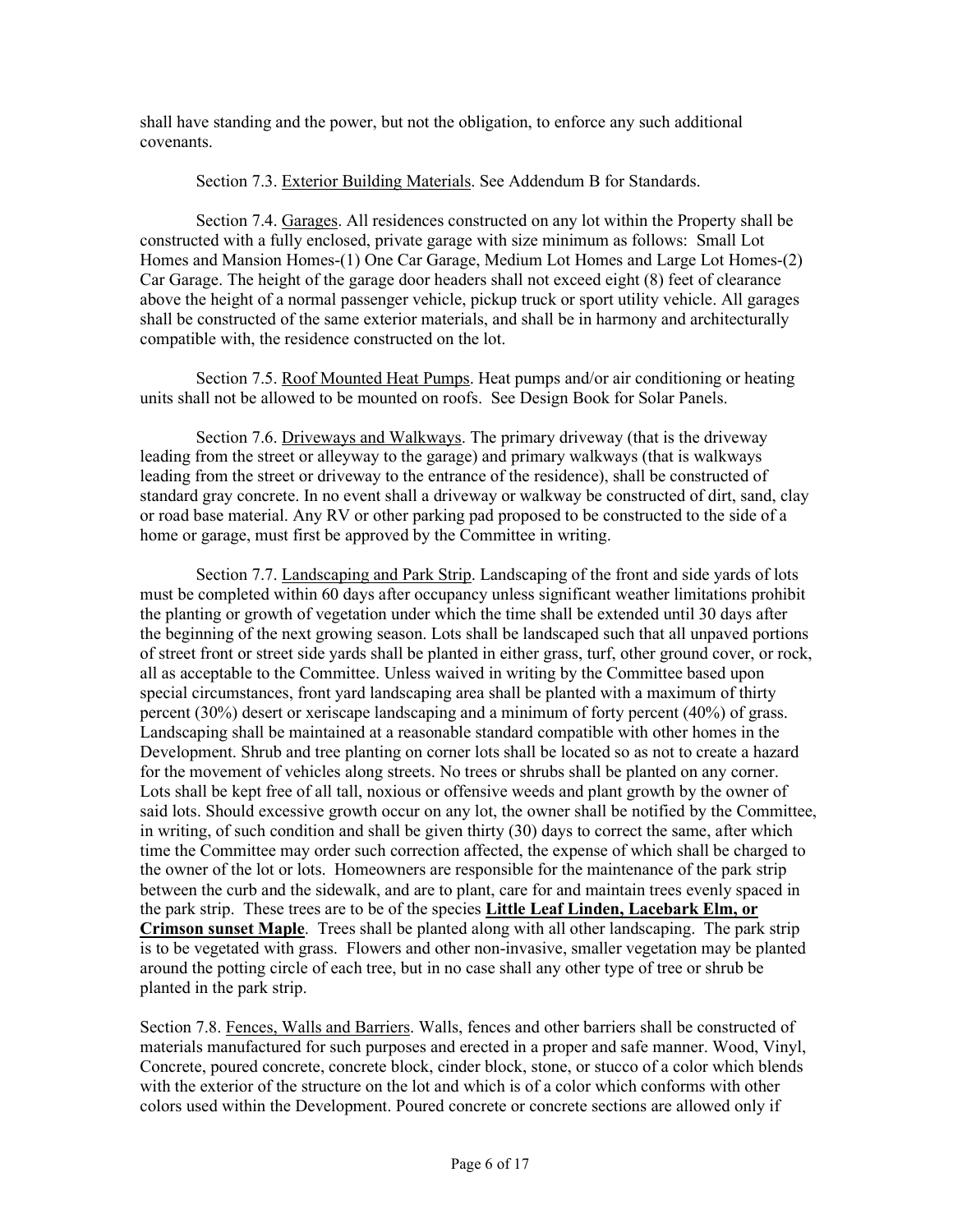shall have standing and the power, but not the obligation, to enforce any such additional covenants.

Section 7.3. Exterior Building Materials. See Addendum B for Standards.

Section 7.4. Garages. All residences constructed on any lot within the Property shall be constructed with a fully enclosed, private garage with size minimum as follows: Small Lot Homes and Mansion Homes-(1) One Car Garage, Medium Lot Homes and Large Lot Homes-(2) Car Garage. The height of the garage door headers shall not exceed eight (8) feet of clearance above the height of a normal passenger vehicle, pickup truck or sport utility vehicle. All garages shall be constructed of the same exterior materials, and shall be in harmony and architecturally compatible with, the residence constructed on the lot.

Section 7.5. Roof Mounted Heat Pumps. Heat pumps and/or air conditioning or heating units shall not be allowed to be mounted on roofs. See Design Book for Solar Panels.

Section 7.6. Driveways and Walkways. The primary driveway (that is the driveway leading from the street or alleyway to the garage) and primary walkways (that is walkways leading from the street or driveway to the entrance of the residence), shall be constructed of standard gray concrete. In no event shall a driveway or walkway be constructed of dirt, sand, clay or road base material. Any RV or other parking pad proposed to be constructed to the side of a home or garage, must first be approved by the Committee in writing.

Section 7.7. Landscaping and Park Strip. Landscaping of the front and side yards of lots must be completed within 60 days after occupancy unless significant weather limitations prohibit the planting or growth of vegetation under which the time shall be extended until 30 days after the beginning of the next growing season. Lots shall be landscaped such that all unpaved portions of street front or street side yards shall be planted in either grass, turf, other ground cover, or rock, all as acceptable to the Committee. Unless waived in writing by the Committee based upon special circumstances, front yard landscaping area shall be planted with a maximum of thirty percent (30%) desert or xeriscape landscaping and a minimum of forty percent (40%) of grass. Landscaping shall be maintained at a reasonable standard compatible with other homes in the Development. Shrub and tree planting on corner lots shall be located so as not to create a hazard for the movement of vehicles along streets. No trees or shrubs shall be planted on any corner. Lots shall be kept free of all tall, noxious or offensive weeds and plant growth by the owner of said lots. Should excessive growth occur on any lot, the owner shall be notified by the Committee, in writing, of such condition and shall be given thirty (30) days to correct the same, after which time the Committee may order such correction affected, the expense of which shall be charged to the owner of the lot or lots. Homeowners are responsible for the maintenance of the park strip between the curb and the sidewalk, and are to plant, care for and maintain trees evenly spaced in the park strip. These trees are to be of the species **Little Leaf Linden, Lacebark Elm, or Crimson sunset Maple**. Trees shall be planted along with all other landscaping. The park strip is to be vegetated with grass. Flowers and other non-invasive, smaller vegetation may be planted around the potting circle of each tree, but in no case shall any other type of tree or shrub be planted in the park strip.

Section 7.8. Fences, Walls and Barriers. Walls, fences and other barriers shall be constructed of materials manufactured for such purposes and erected in a proper and safe manner. Wood, Vinyl, Concrete, poured concrete, concrete block, cinder block, stone, or stucco of a color which blends with the exterior of the structure on the lot and which is of a color which conforms with other colors used within the Development. Poured concrete or concrete sections are allowed only if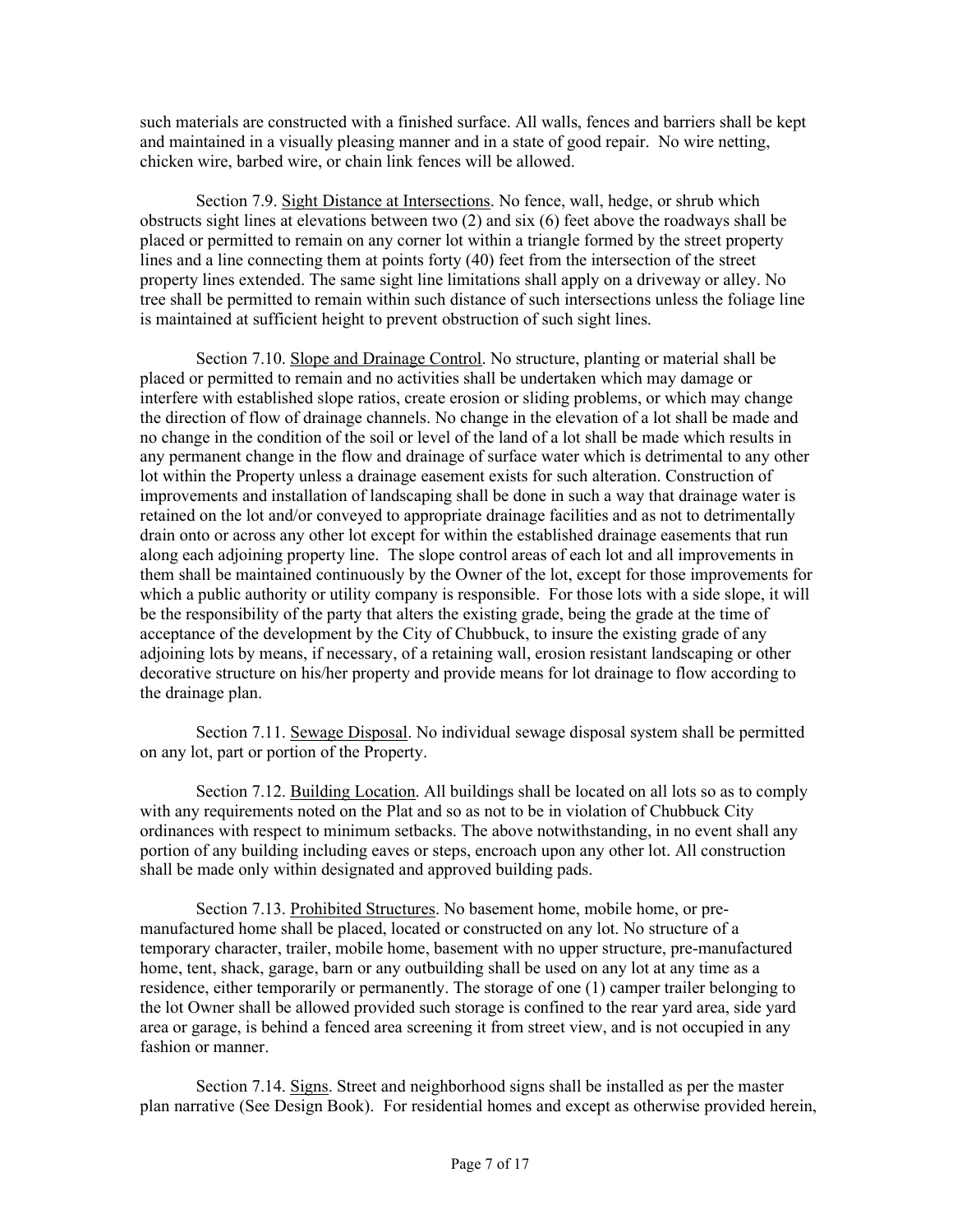such materials are constructed with a finished surface. All walls, fences and barriers shall be kept and maintained in a visually pleasing manner and in a state of good repair. No wire netting, chicken wire, barbed wire, or chain link fences will be allowed.

Section 7.9. Sight Distance at Intersections. No fence, wall, hedge, or shrub which obstructs sight lines at elevations between two (2) and six (6) feet above the roadways shall be placed or permitted to remain on any corner lot within a triangle formed by the street property lines and a line connecting them at points forty (40) feet from the intersection of the street property lines extended. The same sight line limitations shall apply on a driveway or alley. No tree shall be permitted to remain within such distance of such intersections unless the foliage line is maintained at sufficient height to prevent obstruction of such sight lines.

Section 7.10. Slope and Drainage Control. No structure, planting or material shall be placed or permitted to remain and no activities shall be undertaken which may damage or interfere with established slope ratios, create erosion or sliding problems, or which may change the direction of flow of drainage channels. No change in the elevation of a lot shall be made and no change in the condition of the soil or level of the land of a lot shall be made which results in any permanent change in the flow and drainage of surface water which is detrimental to any other lot within the Property unless a drainage easement exists for such alteration. Construction of improvements and installation of landscaping shall be done in such a way that drainage water is retained on the lot and/or conveyed to appropriate drainage facilities and as not to detrimentally drain onto or across any other lot except for within the established drainage easements that run along each adjoining property line. The slope control areas of each lot and all improvements in them shall be maintained continuously by the Owner of the lot, except for those improvements for which a public authority or utility company is responsible. For those lots with a side slope, it will be the responsibility of the party that alters the existing grade, being the grade at the time of acceptance of the development by the City of Chubbuck, to insure the existing grade of any adjoining lots by means, if necessary, of a retaining wall, erosion resistant landscaping or other decorative structure on his/her property and provide means for lot drainage to flow according to the drainage plan.

Section 7.11. Sewage Disposal. No individual sewage disposal system shall be permitted on any lot, part or portion of the Property.

Section 7.12. Building Location. All buildings shall be located on all lots so as to comply with any requirements noted on the Plat and so as not to be in violation of Chubbuck City ordinances with respect to minimum setbacks. The above notwithstanding, in no event shall any portion of any building including eaves or steps, encroach upon any other lot. All construction shall be made only within designated and approved building pads.

Section 7.13. Prohibited Structures. No basement home, mobile home, or pre-manufactured home shall be placed, located or constructed on any lot. No structure of a temporary character, trailer, mobile home, basement with no upper structure, pre-manufactured home, tent, shack, garage, barn or any outbuilding shall be used on any lot at any time as a residence, either temporarily or permanently. The storage of one (1) camper trailer belonging to the lot Owner shall be allowed provided such storage is confined to the rear yard area, side yard area or garage, is behind a fenced area screening it from street view, and is not occupied in any fashion or manner.

Section 7.14. Signs. Street and neighborhood signs shall be installed as per the master plan narrative (See Design Book). For residential homes and except as otherwise provided herein,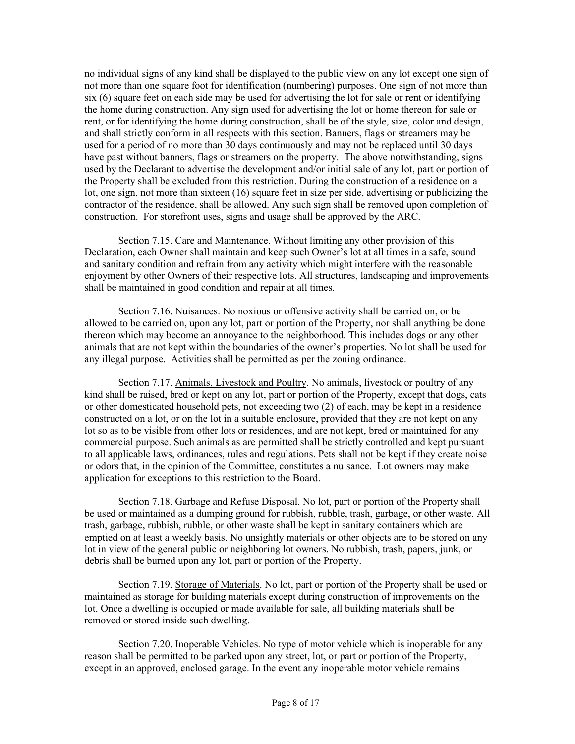no individual signs of any kind shall be displayed to the public view on any lot except one sign of not more than one square foot for identification (numbering) purposes. One sign of not more than six (6) square feet on each side may be used for advertising the lot for sale or rent or identifying the home during construction. Any sign used for advertising the lot or home thereon for sale or rent, or for identifying the home during construction, shall be of the style, size, color and design, and shall strictly conform in all respects with this section. Banners, flags or streamers may be used for a period of no more than 30 days continuously and may not be replaced until 30 days have past without banners, flags or streamers on the property. The above notwithstanding, signs used by the Declarant to advertise the development and/or initial sale of any lot, part or portion of the Property shall be excluded from this restriction. During the construction of a residence on a lot, one sign, not more than sixteen (16) square feet in size per side, advertising or publicizing the contractor of the residence, shall be allowed. Any such sign shall be removed upon completion of construction. For storefront uses, signs and usage shall be approved by the ARC.

Section 7.15. <u>Care and Maintenance</u>. Without limiting any other provision of this Declaration, each Owner shall maintain and keep such Owner's lot at all times in a safe, sound and sanitary condition and refrain from any activity which might interfere with the reasonable enjoyment by other Owners of their respective lots. All structures, landscaping and improvements shall be maintained in good condition and repair at all times.

Section 7.16. <u>Nuisances</u>. No noxious or offensive activity shall be carried on, or be allowed to be carried on, upon any lot, part or portion of the Property, nor shall anything be done thereon which may become an annoyance to the neighborhood. This includes dogs or any other animals that are not kept within the boundaries of the owner's properties. No lot shall be used for any illegal purpose. Activities shall be permitted as per the zoning ordinance.

Section 7.17. <u>Animals, Livestock and Poultry</u>. No animals, livestock or poultry of any kind shall be raised, bred or kept on any lot, part or portion of the Property, except that dogs, cats or other domesticated household pets, not exceeding two (2) of each, may be kept in a residence constructed on a lot, or on the lot in a suitable enclosure, provided that they are not kept on any lot so as to be visible from other lots or residences, and are not kept, bred or maintained for any commercial purpose. Such animals as are permitted shall be strictly controlled and kept pursuant to all applicable laws, ordinances, rules and regulations. Pets shall not be kept if they create noise or odors that, in the opinion of the Committee, constitutes a nuisance. Lot owners may make application for exceptions to this restriction to the Board.

Section 7.18. <u>Garbage and Refuse Disposal</u>. No lot, part or portion of the Property shall be used or maintained as a dumping ground for rubbish, rubble, trash, garbage, or other waste. All trash, garbage, rubbish, rubble, or other waste shall be kept in sanitary containers which are emptied on at least a weekly basis. No unsightly materials or other objects are to be stored on any lot in view of the general public or neighboring lot owners. No rubbish, trash, papers, junk, or debris shall be burned upon any lot, part or portion of the Property.

Section 7.19. <u>Storage of Materials</u>. No lot, part or portion of the Property shall be used or maintained as storage for building materials except during construction of improvements on the lot. Once a dwelling is occupied or made available for sale, all building materials shall be removed or stored inside such dwelling.

Section 7.20. <u>Inoperable Vehicles</u>. No type of motor vehicle which is inoperable for any reason shall be permitted to be parked upon any street, lot, or part or portion of the Property, except in an approved, enclosed garage. In the event any inoperable motor vehicle remains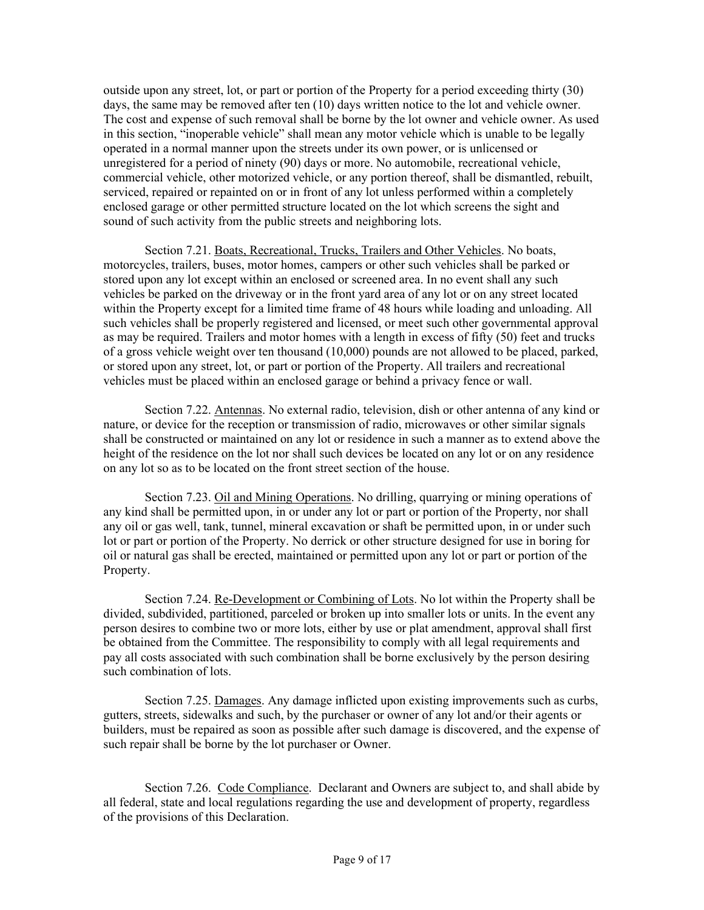outside upon any street, lot, or part or portion of the Property for a period exceeding thirty (30) days, the same may be removed after ten (10) days written notice to the lot and vehicle owner. The cost and expense of such removal shall be borne by the lot owner and vehicle owner. As used in this section, "inoperable vehicle" shall mean any motor vehicle which is unable to be legally operated in a normal manner upon the streets under its own power, or is unlicensed or unregistered for a period of ninety (90) days or more. No automobile, recreational vehicle, commercial vehicle, other motorized vehicle, or any portion thereof, shall be dismantled, rebuilt, serviced, repaired or repainted on or in front of any lot unless performed within a completely enclosed garage or other permitted structure located on the lot which screens the sight and sound of such activity from the public streets and neighboring lots.

Section 7.21. Boats, Recreational, Trucks, Trailers and Other Vehicles. No boats, motorcycles, trailers, buses, motor homes, campers or other such vehicles shall be parked or stored upon any lot except within an enclosed or screened area. In no event shall any such vehicles be parked on the driveway or in the front yard area of any lot or on any street located within the Property except for a limited time frame of 48 hours while loading and unloading. All such vehicles shall be properly registered and licensed, or meet such other governmental approval as may be required. Trailers and motor homes with a length in excess of fifty (50) feet and trucks of a gross vehicle weight over ten thousand (10,000) pounds are not allowed to be placed, parked, or stored upon any street, lot, or part or portion of the Property. All trailers and recreational vehicles must be placed within an enclosed garage or behind a privacy fence or wall.

Section 7.22. Antennas. No external radio, television, dish or other antenna of any kind or nature, or device for the reception or transmission of radio, microwaves or other similar signals shall be constructed or maintained on any lot or residence in such a manner as to extend above the height of the residence on the lot nor shall such devices be located on any lot or on any residence on any lot so as to be located on the front street section of the house.

Section 7.23. Oil and Mining Operations. No drilling, quarrying or mining operations of any kind shall be permitted upon, in or under any lot or part or portion of the Property, nor shall any oil or gas well, tank, tunnel, mineral excavation or shaft be permitted upon, in or under such lot or part or portion of the Property. No derrick or other structure designed for use in boring for oil or natural gas shall be erected, maintained or permitted upon any lot or part or portion of the Property.

Section 7.24. Re-Development or Combining of Lots. No lot within the Property shall be divided, subdivided, partitioned, parceled or broken up into smaller lots or units. In the event any person desires to combine two or more lots, either by use or plat amendment, approval shall first be obtained from the Committee. The responsibility to comply with all legal requirements and pay all costs associated with such combination shall be borne exclusively by the person desiring such combination of lots.

Section 7.25. Damages. Any damage inflicted upon existing improvements such as curbs, gutters, streets, sidewalks and such, by the purchaser or owner of any lot and/or their agents or builders, must be repaired as soon as possible after such damage is discovered, and the expense of such repair shall be borne by the lot purchaser or Owner.

Section 7.26. Code Compliance. Declarant and Owners are subject to, and shall abide by all federal, state and local regulations regarding the use and development of property, regardless of the provisions of this Declaration.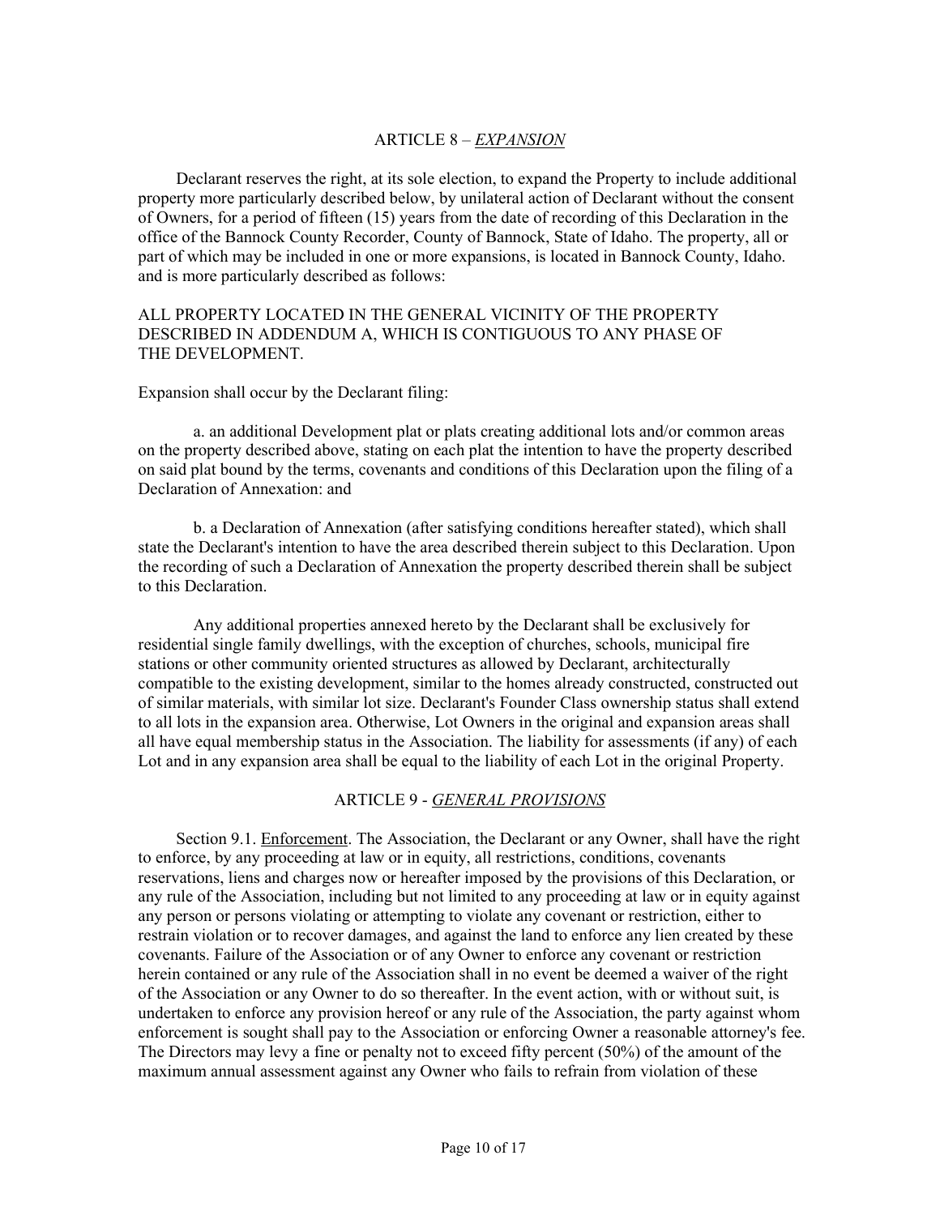## ARTICLE 8 – *EXPANSION*

Declarant reserves the right, at its sole election, to expand the Property to include additional property more particularly described below, by unilateral action of Declarant without the consent of Owners, for a period of fifteen (15) years from the date of recording of this Declaration in the office of the Bannock County Recorder, County of Bannock, State of Idaho. The property, all or part of which may be included in one or more expansions, is located in Bannock County, Idaho. and is more particularly described as follows:

ALL PROPERTY LOCATED IN THE GENERAL VICINITY OF THE PROPERTY DESCRIBED IN ADDENDUM A, WHICH IS CONTIGUOUS TO ANY PHASE OF THE DEVELOPMENT.

Expansion shall occur by the Declarant filing:

a. an additional Development plat or plats creating additional lots and/or common areas on the property described above, stating on each plat the intention to have the property described on said plat bound by the terms, covenants and conditions of this Declaration upon the filing of a Declaration of Annexation: and

b. a Declaration of Annexation (after satisfying conditions hereafter stated), which shall state the Declarant's intention to have the area described therein subject to this Declaration. Upon the recording of such a Declaration of Annexation the property described therein shall be subject to this Declaration.

Any additional properties annexed hereto by the Declarant shall be exclusively for residential single family dwellings, with the exception of churches, schools, municipal fire stations or other community oriented structures as allowed by Declarant, architecturally compatible to the existing development, similar to the homes already constructed, constructed out of similar materials, with similar lot size. Declarant's Founder Class ownership status shall extend to all lots in the expansion area. Otherwise, Lot Owners in the original and expansion areas shall all have equal membership status in the Association. The liability for assessments (if any) of each Lot and in any expansion area shall be equal to the liability of each Lot in the original Property.

## ARTICLE 9 - *GENERAL PROVISIONS*

Section 9.1. Enforcement. The Association, the Declarant or any Owner, shall have the right to enforce, by any proceeding at law or in equity, all restrictions, conditions, covenants reservations, liens and charges now or hereafter imposed by the provisions of this Declaration, or any rule of the Association, including but not limited to any proceeding at law or in equity against any person or persons violating or attempting to violate any covenant or restriction, either to restrain violation or to recover damages, and against the land to enforce any lien created by these covenants. Failure of the Association or of any Owner to enforce any covenant or restriction herein contained or any rule of the Association shall in no event be deemed a waiver of the right of the Association or any Owner to do so thereafter. In the event action, with or without suit, is undertaken to enforce any provision hereof or any rule of the Association, the party against whom enforcement is sought shall pay to the Association or enforcing Owner a reasonable attorney's fee. The Directors may levy a fine or penalty not to exceed fifty percent (50%) of the amount of the maximum annual assessment against any Owner who fails to refrain from violation of these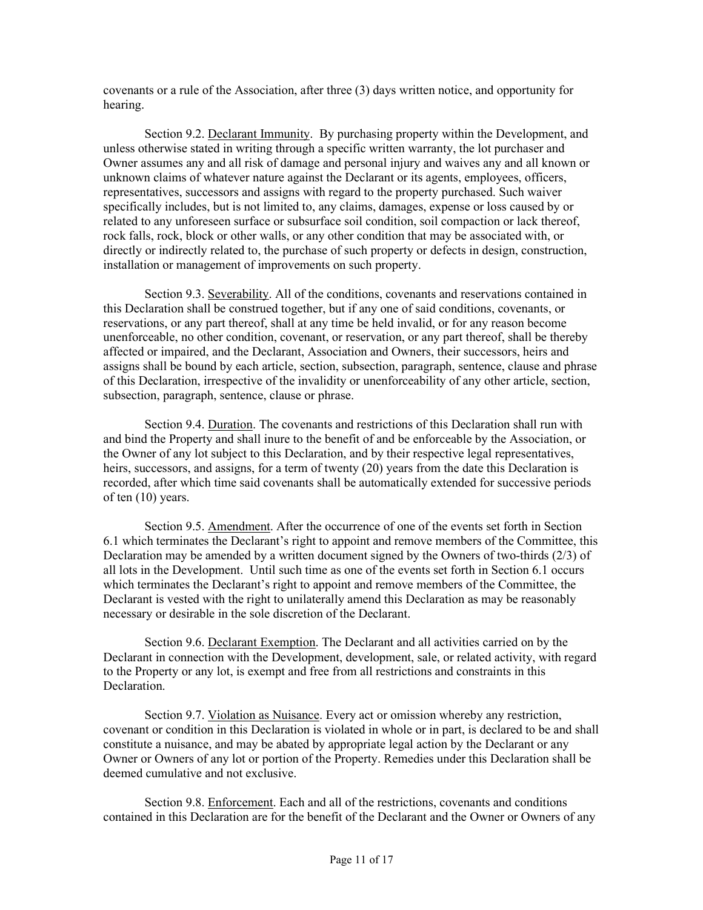covenants or a rule of the Association, after three (3) days written notice, and opportunity for hearing.

Section 9.2. Declarant Immunity. By purchasing property within the Development, and unless otherwise stated in writing through a specific written warranty, the lot purchaser and Owner assumes any and all risk of damage and personal injury and waives any and all known or unknown claims of whatever nature against the Declarant or its agents, employees, officers, representatives, successors and assigns with regard to the property purchased. Such waiver specifically includes, but is not limited to, any claims, damages, expense or loss caused by or related to any unforeseen surface or subsurface soil condition, soil compaction or lack thereof, rock falls, rock, block or other walls, or any other condition that may be associated with, or directly or indirectly related to, the purchase of such property or defects in design, construction, installation or management of improvements on such property.

Section 9.3. Severability. All of the conditions, covenants and reservations contained in this Declaration shall be construed together, but if any one of said conditions, covenants, or reservations, or any part thereof, shall at any time be held invalid, or for any reason become unenforceable, no other condition, covenant, or reservation, or any part thereof, shall be thereby affected or impaired, and the Declarant, Association and Owners, their successors, heirs and assigns shall be bound by each article, section, subsection, paragraph, sentence, clause and phrase of this Declaration, irrespective of the invalidity or unenforceability of any other article, section, subsection, paragraph, sentence, clause or phrase.

Section 9.4. Duration. The covenants and restrictions of this Declaration shall run with and bind the Property and shall inure to the benefit of and be enforceable by the Association, or the Owner of any lot subject to this Declaration, and by their respective legal representatives, heirs, successors, and assigns, for a term of twenty (20) years from the date this Declaration is recorded, after which time said covenants shall be automatically extended for successive periods of ten (10) years.

Section 9.5. Amendment. After the occurrence of one of the events set forth in Section 6.1 which terminates the Declarant's right to appoint and remove members of the Committee, this Declaration may be amended by a written document signed by the Owners of two-thirds (2/3) of all lots in the Development. Until such time as one of the events set forth in Section 6.1 occurs which terminates the Declarant's right to appoint and remove members of the Committee, the Declarant is vested with the right to unilaterally amend this Declaration as may be reasonably necessary or desirable in the sole discretion of the Declarant.

Section 9.6. Declarant Exemption. The Declarant and all activities carried on by the Declarant in connection with the Development, development, sale, or related activity, with regard to the Property or any lot, is exempt and free from all restrictions and constraints in this Declaration.

Section 9.7. Violation as Nuisance. Every act or omission whereby any restriction, covenant or condition in this Declaration is violated in whole or in part, is declared to be and shall constitute a nuisance, and may be abated by appropriate legal action by the Declarant or any Owner or Owners of any lot or portion of the Property. Remedies under this Declaration shall be deemed cumulative and not exclusive.

Section 9.8. Enforcement. Each and all of the restrictions, covenants and conditions contained in this Declaration are for the benefit of the Declarant and the Owner or Owners of any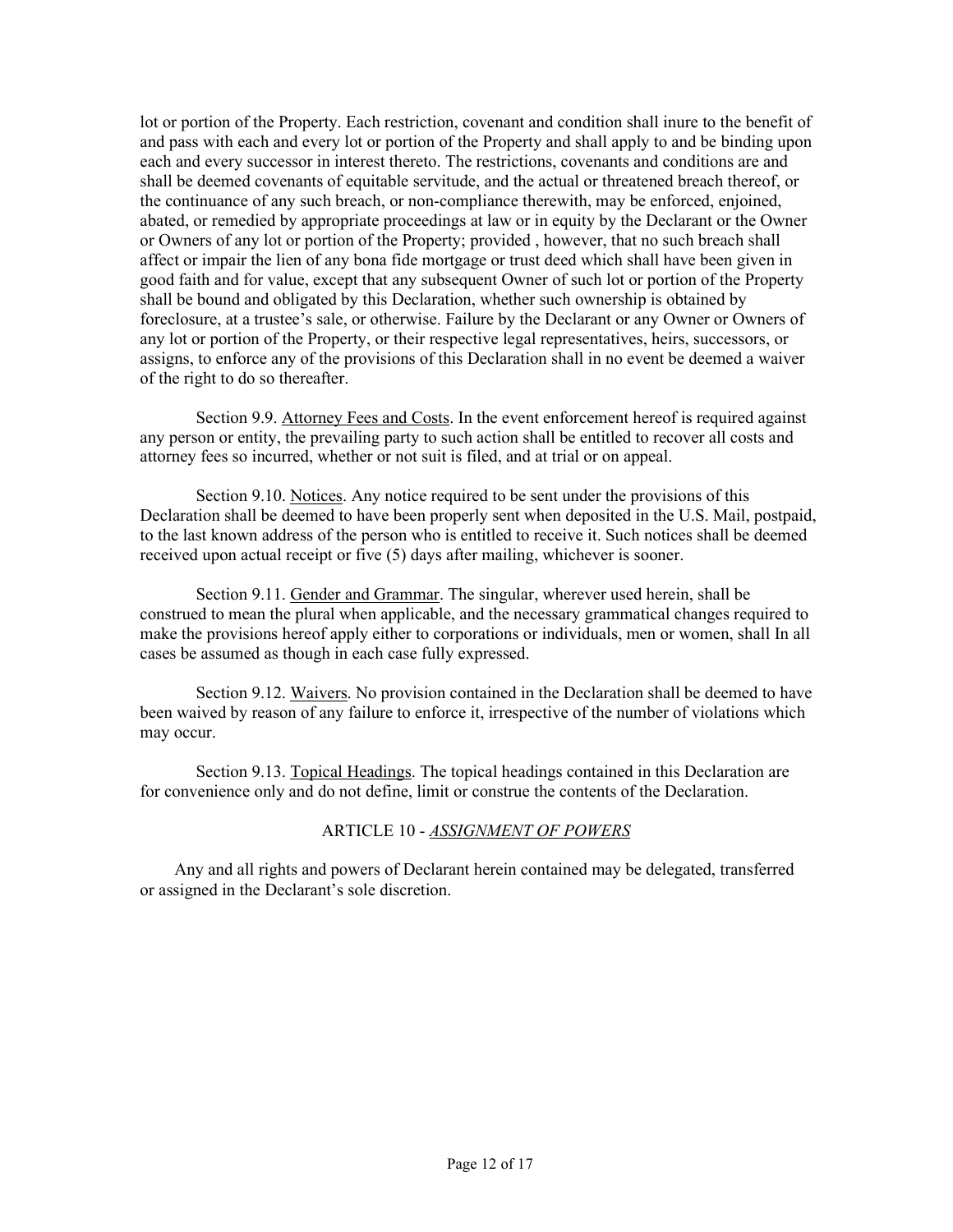lot or portion of the Property. Each restriction, covenant and condition shall inure to the benefit of and pass with each and every lot or portion of the Property and shall apply to and be binding upon each and every successor in interest thereto. The restrictions, covenants and conditions are and shall be deemed covenants of equitable servitude, and the actual or threatened breach thereof, or the continuance of any such breach, or non-compliance therewith, may be enforced, enjoined, abated, or remedied by appropriate proceedings at law or in equity by the Declarant or the Owner or Owners of any lot or portion of the Property; provided , however, that no such breach shall affect or impair the lien of any bona fide mortgage or trust deed which shall have been given in good faith and for value, except that any subsequent Owner of such lot or portion of the Property shall be bound and obligated by this Declaration, whether such ownership is obtained by foreclosure, at a trustee's sale, or otherwise. Failure by the Declarant or any Owner or Owners of any lot or portion of the Property, or their respective legal representatives, heirs, successors, or assigns, to enforce any of the provisions of this Declaration shall in no event be deemed a waiver of the right to do so thereafter.

Section 9.9. Attorney Fees and Costs. In the event enforcement hereof is required against any person or entity, the prevailing party to such action shall be entitled to recover all costs and attorney fees so incurred, whether or not suit is filed, and at trial or on appeal.

Section 9.10. Notices. Any notice required to be sent under the provisions of this Declaration shall be deemed to have been properly sent when deposited in the U.S. Mail, postpaid, to the last known address of the person who is entitled to receive it. Such notices shall be deemed received upon actual receipt or five (5) days after mailing, whichever is sooner.

Section 9.11. Gender and Grammar. The singular, wherever used herein, shall be construed to mean the plural when applicable, and the necessary grammatical changes required to make the provisions hereof apply either to corporations or individuals, men or women, shall In all cases be assumed as though in each case fully expressed.

Section 9.12. Waivers. No provision contained in the Declaration shall be deemed to have been waived by reason of any failure to enforce it, irrespective of the number of violations which may occur.

Section 9.13. Topical Headings. The topical headings contained in this Declaration are for convenience only and do not define, limit or construe the contents of the Declaration.

## ARTICLE 10 - *ASSIGNMENT OF POWERS*

Any and all rights and powers of Declarant herein contained may be delegated, transferred or assigned in the Declarant's sole discretion.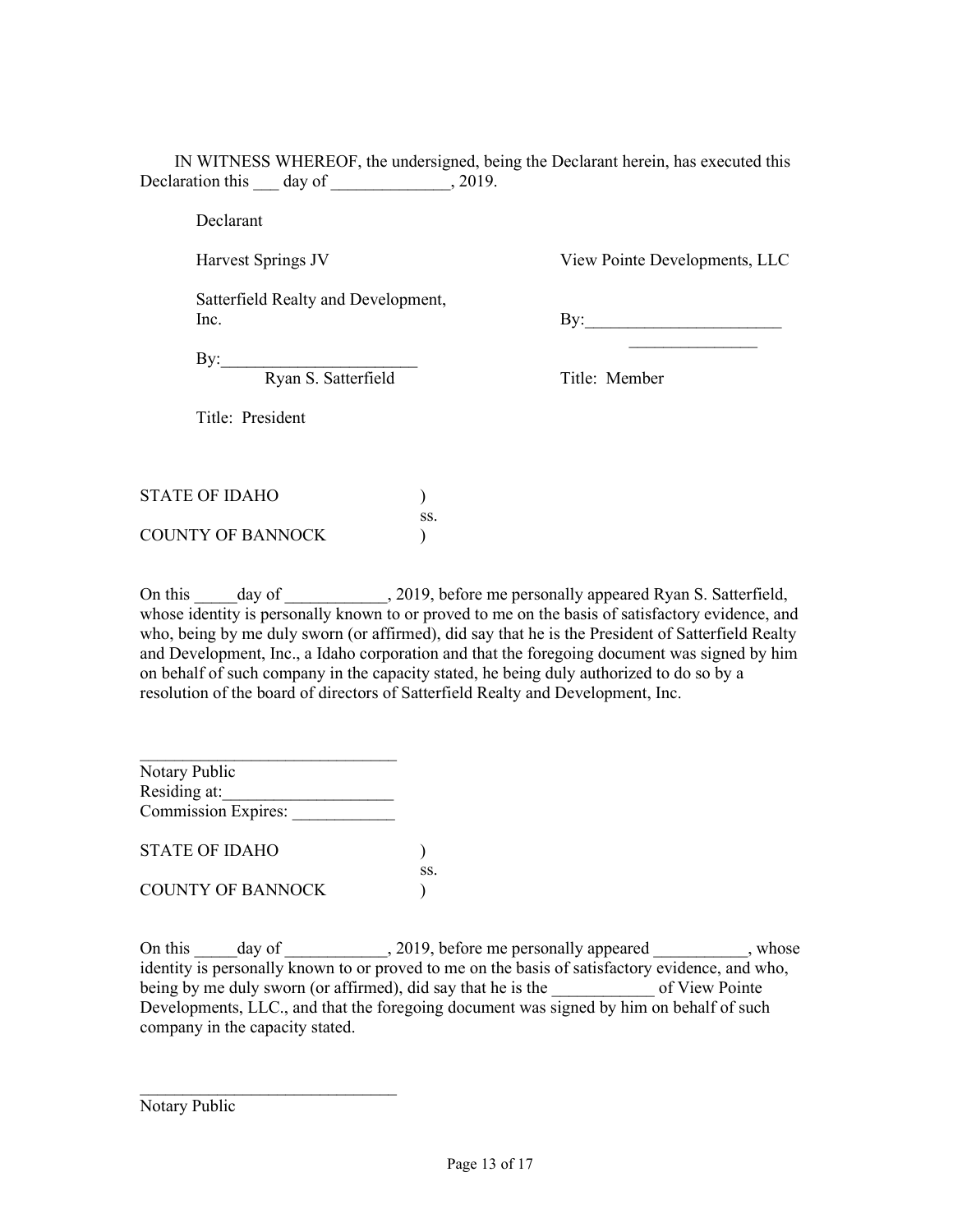IN WITNESS WHEREOF, the undersigned, being the Declarant herein, has executed this Declaration this ___ day of ______________, 2019.

Declarant

Harvest Springs JV

Satterfield Realty and Development, Inc.

By:_______________________
Ryan S. Satterfield

Title: President

View Pointe Developments, LLC

By:_______________________
_______________

Title: Member

STATE OF IDAHO )
ss.
COUNTY OF BANNOCK )

On this _____day of ____________, 2019, before me personally appeared Ryan S. Satterfield, whose identity is personally known to or proved to me on the basis of satisfactory evidence, and who, being by me duly sworn (or affirmed), did say that he is the President of Satterfield Realty and Development, Inc., a Idaho corporation and that the foregoing document was signed by him on behalf of such company in the capacity stated, he being duly authorized to do so by a resolution of the board of directors of Satterfield Realty and Development, Inc.

______________________________
Notary Public
Residing at:____________________
Commission Expires: ____________

STATE OF IDAHO )
ss.
COUNTY OF BANNOCK )

On this _____day of ____________, 2019, before me personally appeared ___________, whose identity is personally known to or proved to me on the basis of satisfactory evidence, and who, being by me duly sworn (or affirmed), did say that he is the ____________ of View Pointe Developments, LLC., and that the foregoing document was signed by him on behalf of such company in the capacity stated.

______________________________
Notary Public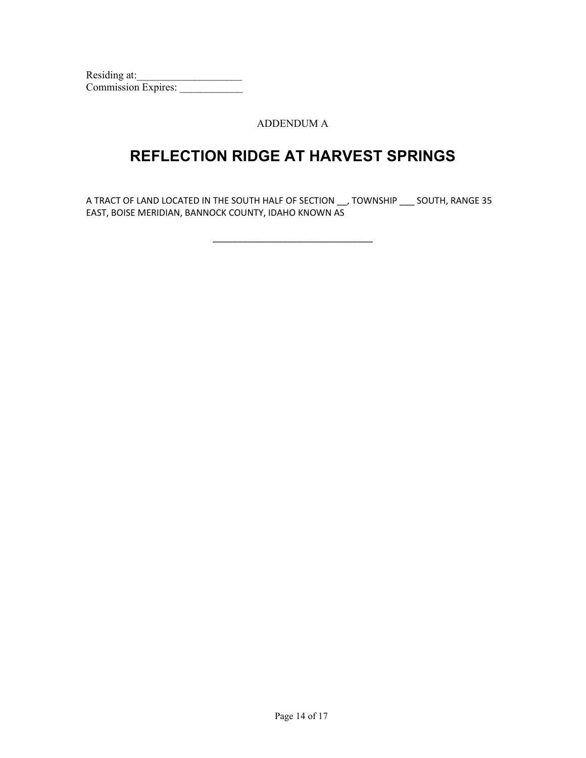Residing at:____________________
Commission Expires: ____________

ADDENDUM A

# REFLECTION RIDGE AT HARVEST SPRINGS

A TRACT OF LAND LOCATED IN THE SOUTH HALF OF SECTION __, TOWNSHIP ___ SOUTH, RANGE 35 EAST, BOISE MERIDIAN, BANNOCK COUNTY, IDAHO KNOWN AS

________________________________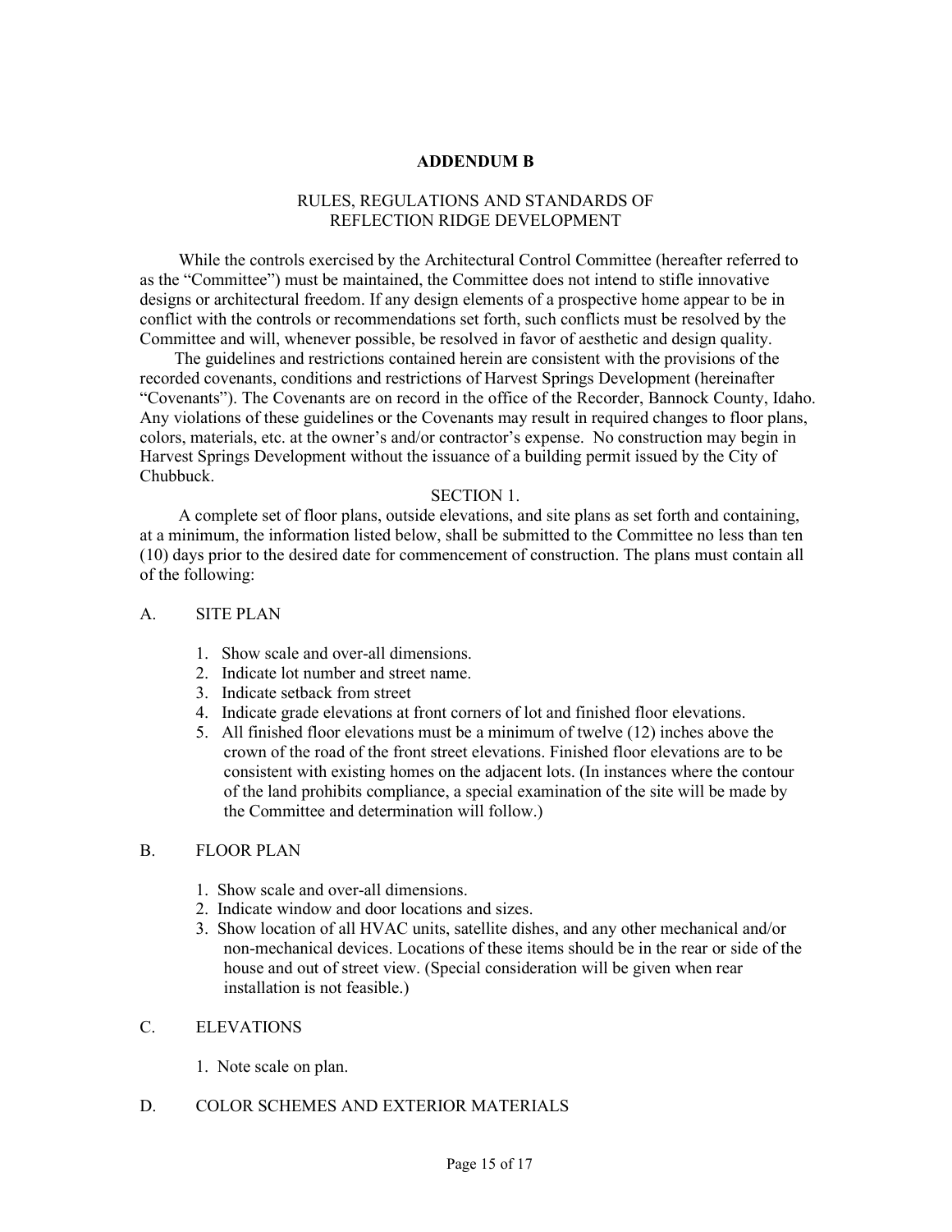**ADDENDUM B**

RULES, REGULATIONS AND STANDARDS OF
REFLECTION RIDGE DEVELOPMENT

While the controls exercised by the Architectural Control Committee (hereafter referred to as the "Committee") must be maintained, the Committee does not intend to stifle innovative designs or architectural freedom. If any design elements of a prospective home appear to be in conflict with the controls or recommendations set forth, such conflicts must be resolved by the Committee and will, whenever possible, be resolved in favor of aesthetic and design quality.

The guidelines and restrictions contained herein are consistent with the provisions of the recorded covenants, conditions and restrictions of Harvest Springs Development (hereinafter "Covenants"). The Covenants are on record in the office of the Recorder, Bannock County, Idaho. Any violations of these guidelines or the Covenants may result in required changes to floor plans, colors, materials, etc. at the owner's and/or contractor's expense. No construction may begin in Harvest Springs Development without the issuance of a building permit issued by the City of Chubbuck.

SECTION 1.

A complete set of floor plans, outside elevations, and site plans as set forth and containing, at a minimum, the information listed below, shall be submitted to the Committee no less than ten (10) days prior to the desired date for commencement of construction. The plans must contain all of the following:

A. SITE PLAN

1. Show scale and over-all dimensions.
2. Indicate lot number and street name.
3. Indicate setback from street
4. Indicate grade elevations at front corners of lot and finished floor elevations.
5. All finished floor elevations must be a minimum of twelve (12) inches above the crown of the road of the front street elevations. Finished floor elevations are to be consistent with existing homes on the adjacent lots. (In instances where the contour of the land prohibits compliance, a special examination of the site will be made by the Committee and determination will follow.)

B. FLOOR PLAN

1. Show scale and over-all dimensions.
2. Indicate window and door locations and sizes.
3. Show location of all HVAC units, satellite dishes, and any other mechanical and/or non-mechanical devices. Locations of these items should be in the rear or side of the house and out of street view. (Special consideration will be given when rear installation is not feasible.)

C. ELEVATIONS

1. Note scale on plan.

D. COLOR SCHEMES AND EXTERIOR MATERIALS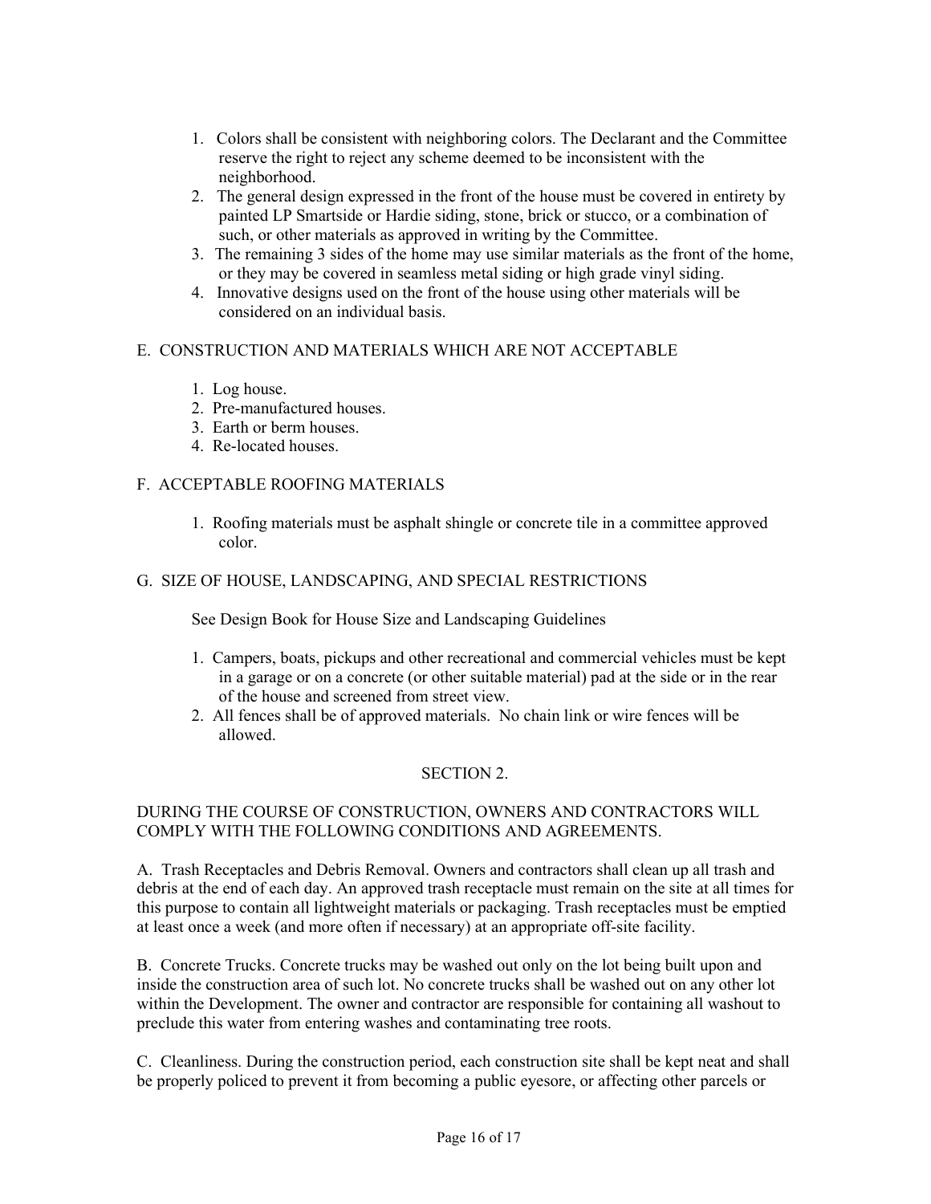1. Colors shall be consistent with neighboring colors. The Declarant and the Committee reserve the right to reject any scheme deemed to be inconsistent with the neighborhood.
2. The general design expressed in the front of the house must be covered in entirety by painted LP Smartside or Hardie siding, stone, brick or stucco, or a combination of such, or other materials as approved in writing by the Committee.
3. The remaining 3 sides of the home may use similar materials as the front of the home, or they may be covered in seamless metal siding or high grade vinyl siding.
4. Innovative designs used on the front of the house using other materials will be considered on an individual basis.

## E. CONSTRUCTION AND MATERIALS WHICH ARE NOT ACCEPTABLE

1. Log house.
2. Pre-manufactured houses.
3. Earth or berm houses.
4. Re-located houses.

## F. ACCEPTABLE ROOFING MATERIALS

1. Roofing materials must be asphalt shingle or concrete tile in a committee approved color.

## G. SIZE OF HOUSE, LANDSCAPING, AND SPECIAL RESTRICTIONS

See Design Book for House Size and Landscaping Guidelines

1. Campers, boats, pickups and other recreational and commercial vehicles must be kept in a garage or on a concrete (or other suitable material) pad at the side or in the rear of the house and screened from street view.
2. All fences shall be of approved materials. No chain link or wire fences will be allowed.

# SECTION 2.

DURING THE COURSE OF CONSTRUCTION, OWNERS AND CONTRACTORS WILL COMPLY WITH THE FOLLOWING CONDITIONS AND AGREEMENTS.

A. Trash Receptacles and Debris Removal. Owners and contractors shall clean up all trash and debris at the end of each day. An approved trash receptacle must remain on the site at all times for this purpose to contain all lightweight materials or packaging. Trash receptacles must be emptied at least once a week (and more often if necessary) at an appropriate off-site facility.

B. Concrete Trucks. Concrete trucks may be washed out only on the lot being built upon and inside the construction area of such lot. No concrete trucks shall be washed out on any other lot within the Development. The owner and contractor are responsible for containing all washout to preclude this water from entering washes and contaminating tree roots.

C. Cleanliness. During the construction period, each construction site shall be kept neat and shall be properly policed to prevent it from becoming a public eyesore, or affecting other parcels or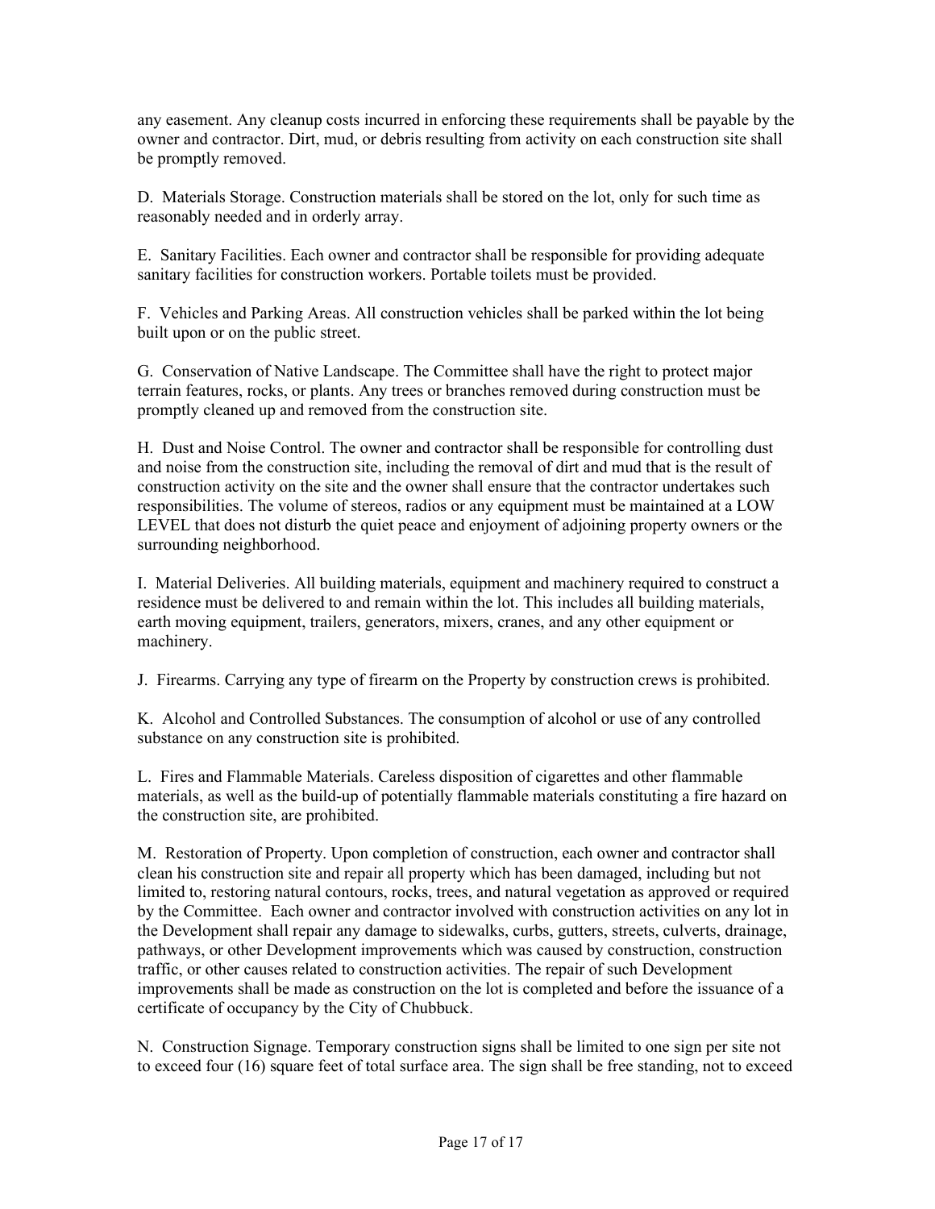any easement. Any cleanup costs incurred in enforcing these requirements shall be payable by the owner and contractor. Dirt, mud, or debris resulting from activity on each construction site shall be promptly removed.

D. Materials Storage. Construction materials shall be stored on the lot, only for such time as reasonably needed and in orderly array.

E. Sanitary Facilities. Each owner and contractor shall be responsible for providing adequate sanitary facilities for construction workers. Portable toilets must be provided.

F. Vehicles and Parking Areas. All construction vehicles shall be parked within the lot being built upon or on the public street.

G. Conservation of Native Landscape. The Committee shall have the right to protect major terrain features, rocks, or plants. Any trees or branches removed during construction must be promptly cleaned up and removed from the construction site.

H. Dust and Noise Control. The owner and contractor shall be responsible for controlling dust and noise from the construction site, including the removal of dirt and mud that is the result of construction activity on the site and the owner shall ensure that the contractor undertakes such responsibilities. The volume of stereos, radios or any equipment must be maintained at a LOW LEVEL that does not disturb the quiet peace and enjoyment of adjoining property owners or the surrounding neighborhood.

I. Material Deliveries. All building materials, equipment and machinery required to construct a residence must be delivered to and remain within the lot. This includes all building materials, earth moving equipment, trailers, generators, mixers, cranes, and any other equipment or machinery.

J. Firearms. Carrying any type of firearm on the Property by construction crews is prohibited.

K. Alcohol and Controlled Substances. The consumption of alcohol or use of any controlled substance on any construction site is prohibited.

L. Fires and Flammable Materials. Careless disposition of cigarettes and other flammable materials, as well as the build-up of potentially flammable materials constituting a fire hazard on the construction site, are prohibited.

M. Restoration of Property. Upon completion of construction, each owner and contractor shall clean his construction site and repair all property which has been damaged, including but not limited to, restoring natural contours, rocks, trees, and natural vegetation as approved or required by the Committee. Each owner and contractor involved with construction activities on any lot in the Development shall repair any damage to sidewalks, curbs, gutters, streets, culverts, drainage, pathways, or other Development improvements which was caused by construction, construction traffic, or other causes related to construction activities. The repair of such Development improvements shall be made as construction on the lot is completed and before the issuance of a certificate of occupancy by the City of Chubbuck.

N. Construction Signage. Temporary construction signs shall be limited to one sign per site not to exceed four (16) square feet of total surface area. The sign shall be free standing, not to exceed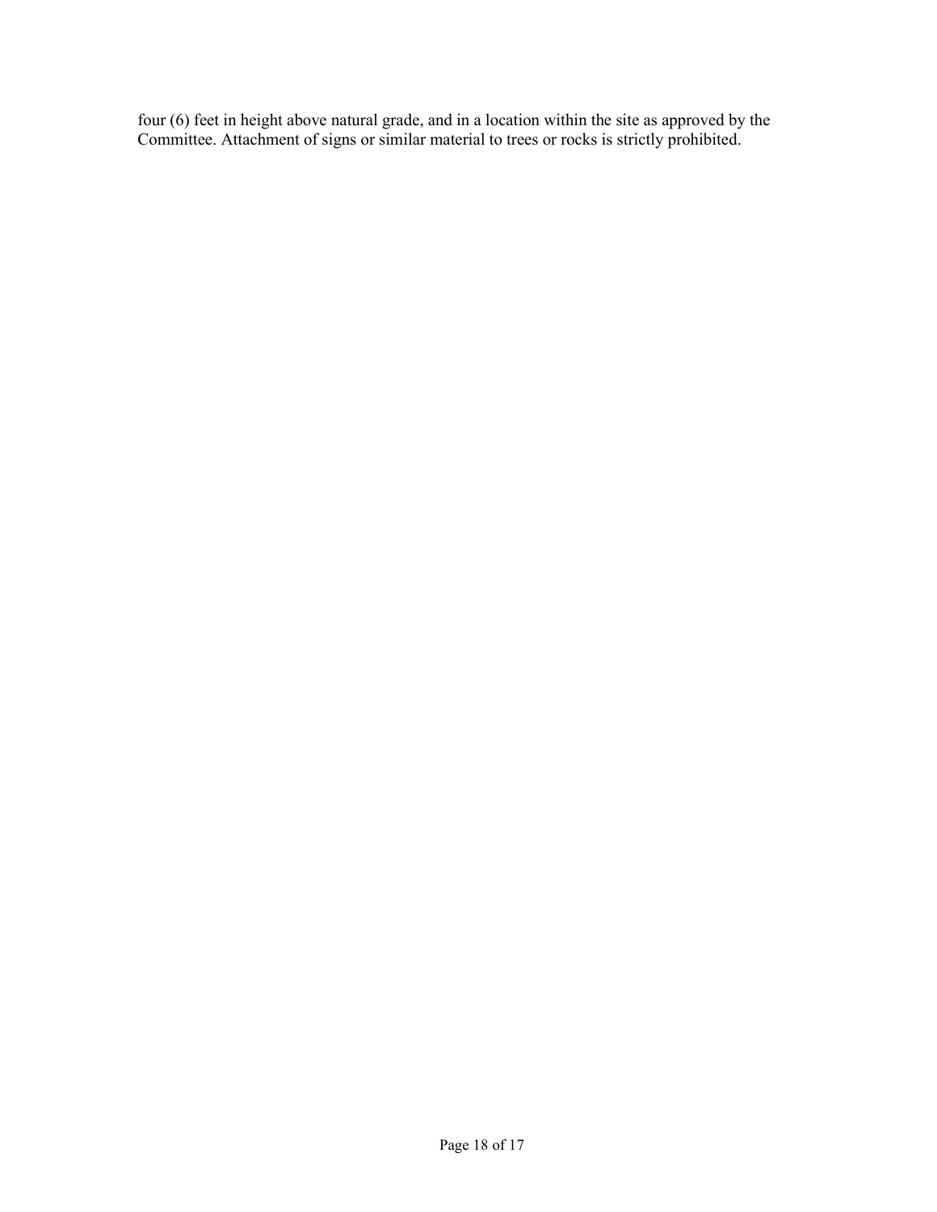four (6) feet in height above natural grade, and in a location within the site as approved by the Committee. Attachment of signs or similar material to trees or rocks is strictly prohibited.